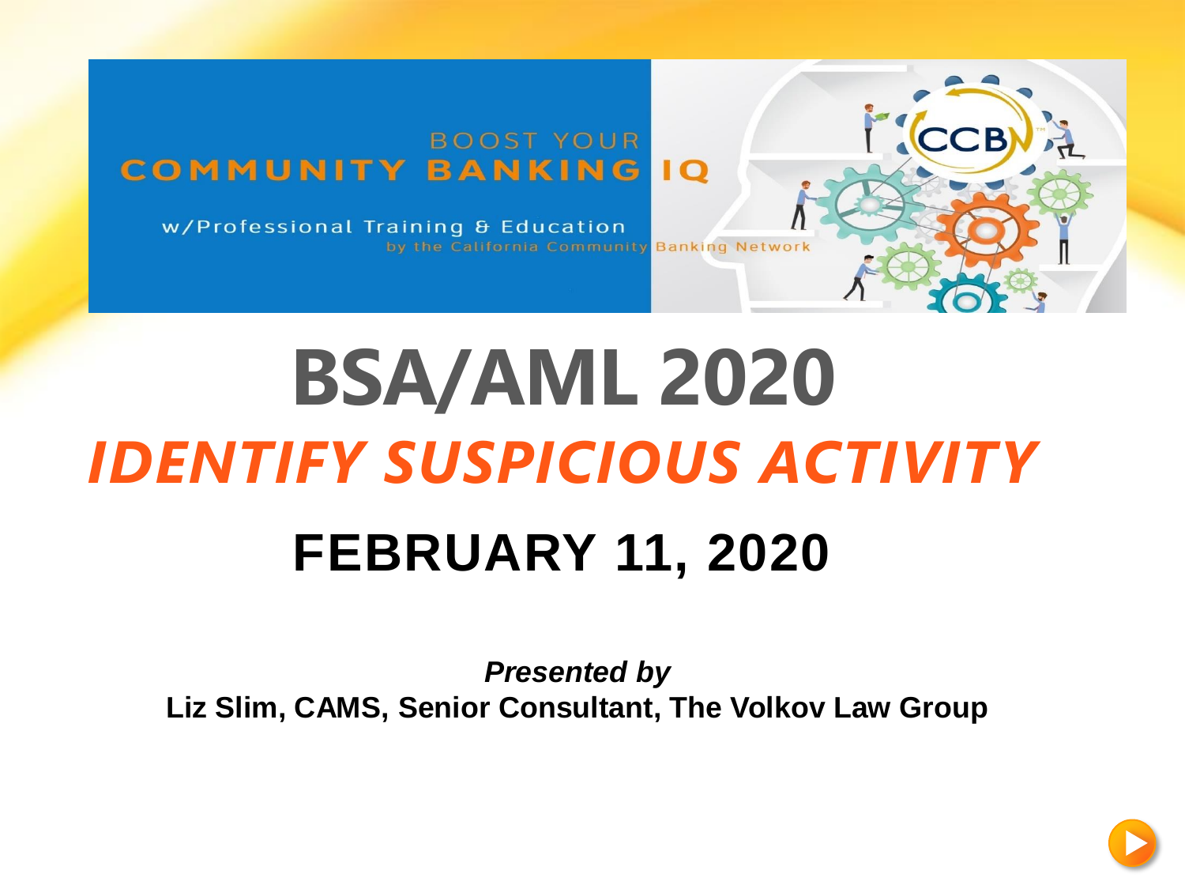BOOST YOUR
COMMUNITY BANKING IQ

w/Professional Training & Education
by the California Community Banking Network

# BSA/AML 2020

## *IDENTIFY SUSPICIOUS ACTIVITY*

## FEBRUARY 11, 2020

***Presented by***
**Liz Slim, CAMS, Senior Consultant, The Volkov Law Group**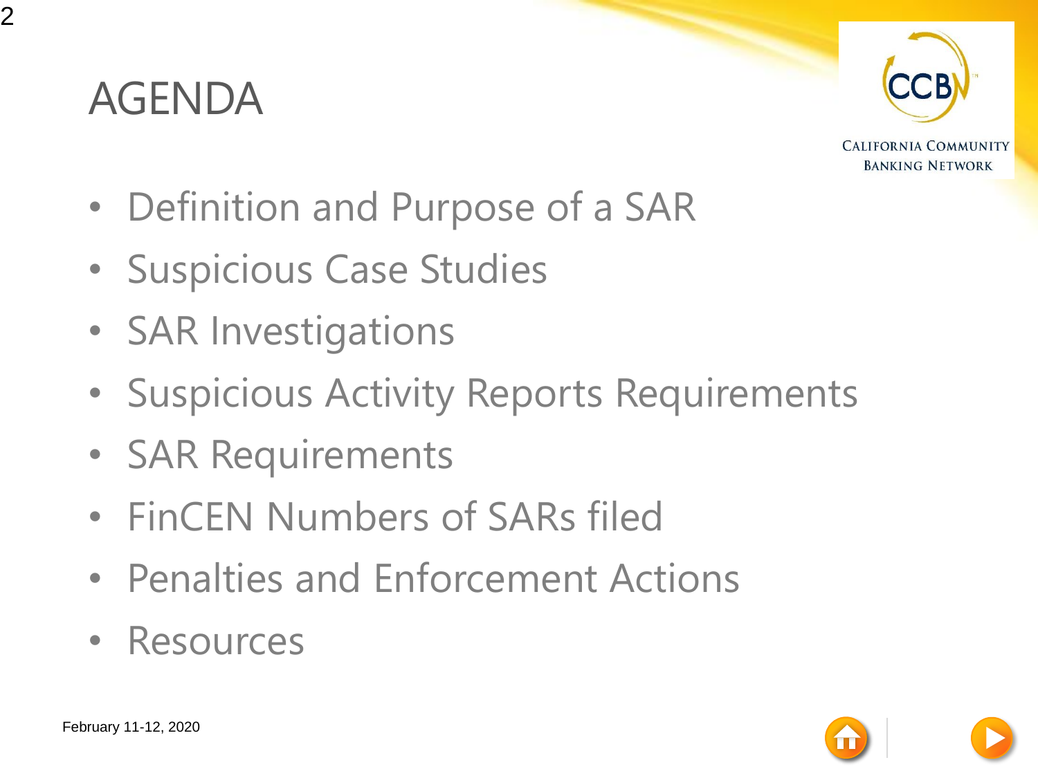# AGENDA

- Definition and Purpose of a SAR
- Suspicious Case Studies
- SAR Investigations
- Suspicious Activity Reports Requirements
- SAR Requirements
- FinCEN Numbers of SARs filed
- Penalties and Enforcement Actions
- Resources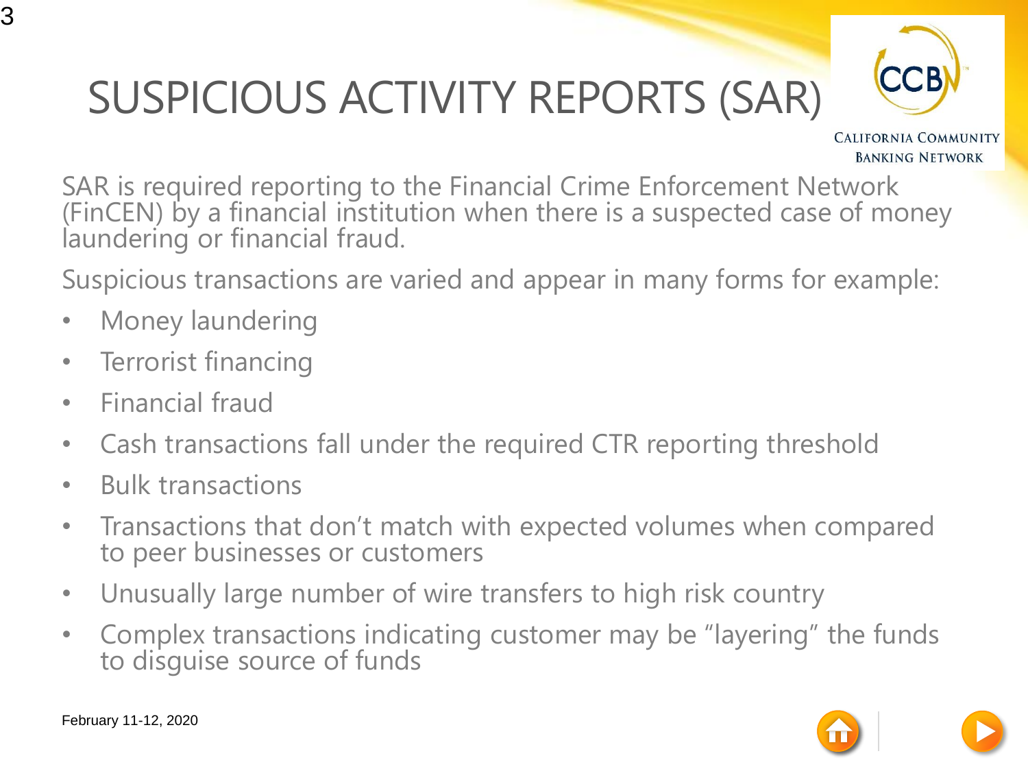# SUSPICIOUS ACTIVITY REPORTS (SAR)

SAR is required reporting to the Financial Crime Enforcement Network (FinCEN) by a financial institution when there is a suspected case of money laundering or financial fraud.

Suspicious transactions are varied and appear in many forms for example:

- Money laundering
- Terrorist financing
- Financial fraud
- Cash transactions fall under the required CTR reporting threshold
- Bulk transactions
- Transactions that don't match with expected volumes when compared to peer businesses or customers
- Unusually large number of wire transfers to high risk country
- Complex transactions indicating customer may be "layering" the funds to disguise source of funds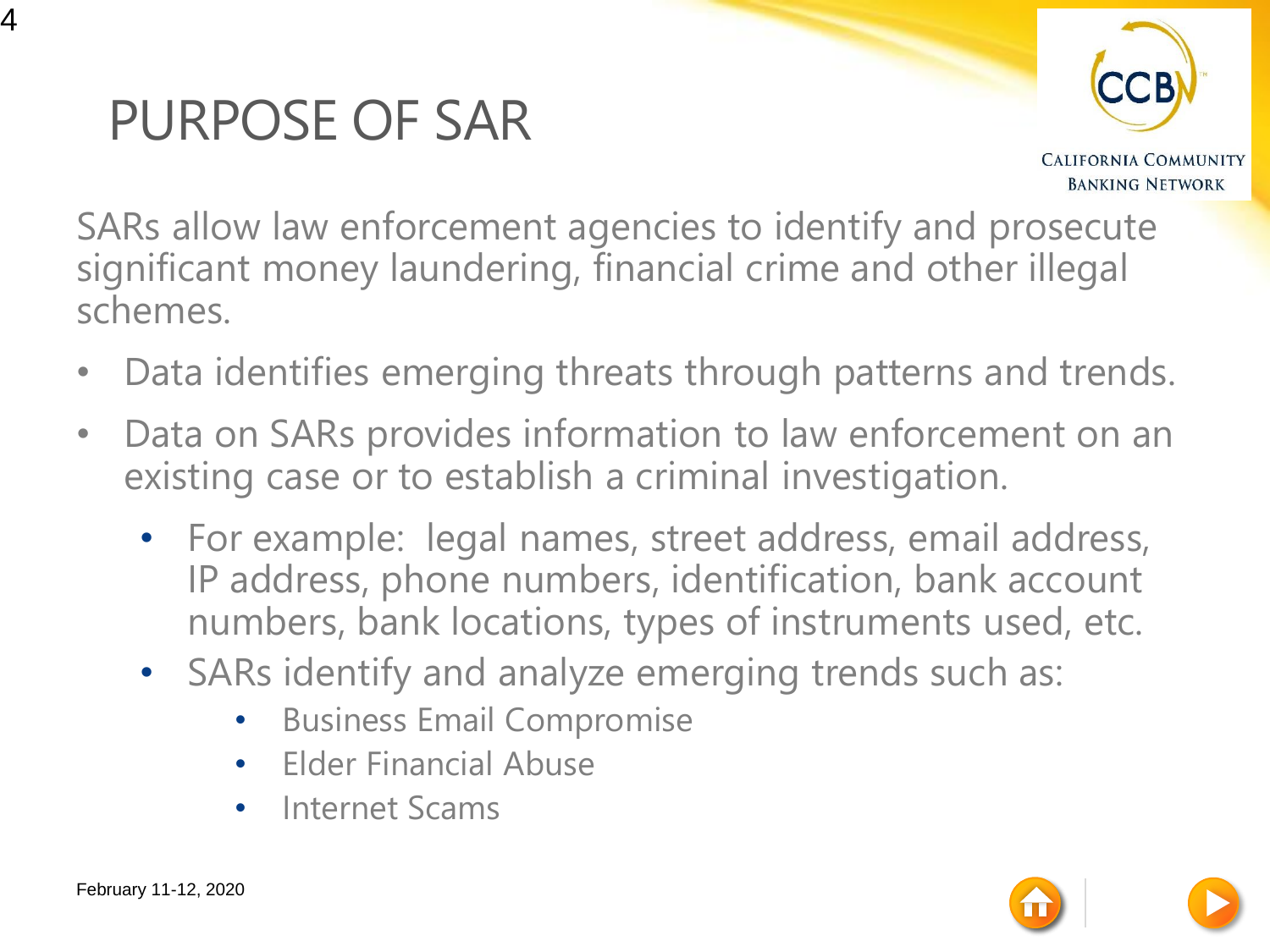# PURPOSE OF SAR

SARs allow law enforcement agencies to identify and prosecute significant money laundering, financial crime and other illegal schemes.

- Data identifies emerging threats through patterns and trends.
- Data on SARs provides information to law enforcement on an existing case or to establish a criminal investigation.
  - For example: legal names, street address, email address, IP address, phone numbers, identification, bank account numbers, bank locations, types of instruments used, etc.
  - SARs identify and analyze emerging trends such as:
    - Business Email Compromise
    - Elder Financial Abuse
    - Internet Scams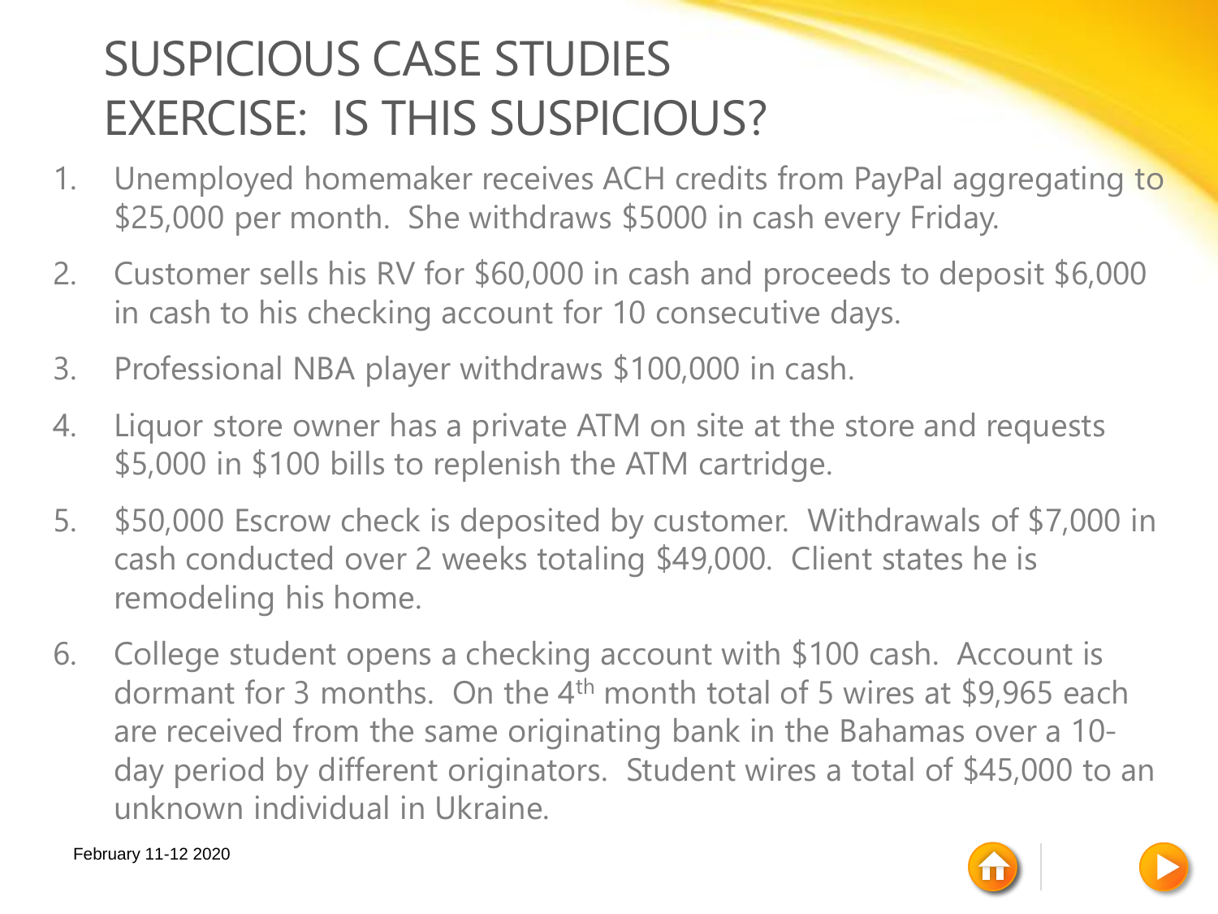# SUSPICIOUS CASE STUDIES EXERCISE: IS THIS SUSPICIOUS?

1. Unemployed homemaker receives ACH credits from PayPal aggregating to $25,000 per month. She withdraws $5000 in cash every Friday.
2. Customer sells his RV for $60,000 in cash and proceeds to deposit $6,000 in cash to his checking account for 10 consecutive days.
3. Professional NBA player withdraws $100,000 in cash.
4. Liquor store owner has a private ATM on site at the store and requests $5,000 in $100 bills to replenish the ATM cartridge.
5. $50,000 Escrow check is deposited by customer. Withdrawals of $7,000 in cash conducted over 2 weeks totaling $49,000. Client states he is remodeling his home.
6. College student opens a checking account with $100 cash. Account is dormant for 3 months. On the 4th month total of 5 wires at $9,965 each are received from the same originating bank in the Bahamas over a 10-day period by different originators. Student wires a total of $45,000 to an unknown individual in Ukraine.

February 11-12 2020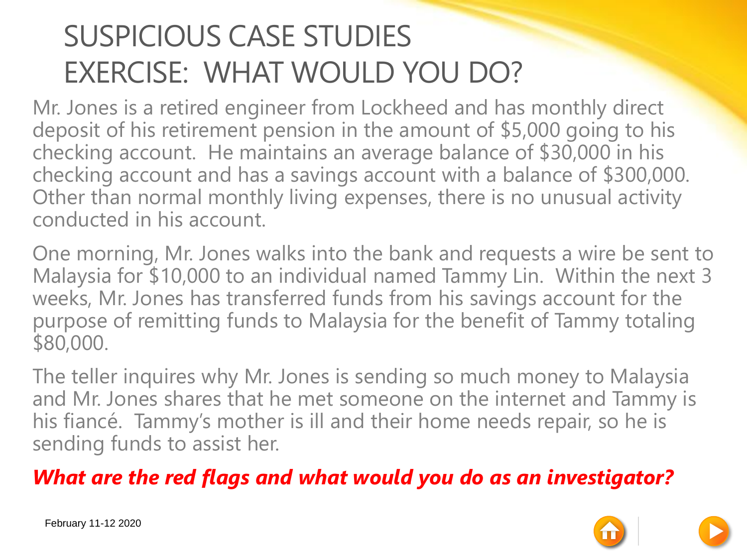# SUSPICIOUS CASE STUDIES
# EXERCISE: WHAT WOULD YOU DO?

Mr. Jones is a retired engineer from Lockheed and has monthly direct deposit of his retirement pension in the amount of $5,000 going to his checking account. He maintains an average balance of $30,000 in his checking account and has a savings account with a balance of $300,000. Other than normal monthly living expenses, there is no unusual activity conducted in his account.

One morning, Mr. Jones walks into the bank and requests a wire be sent to Malaysia for $10,000 to an individual named Tammy Lin. Within the next 3 weeks, Mr. Jones has transferred funds from his savings account for the purpose of remitting funds to Malaysia for the benefit of Tammy totaling $80,000.

The teller inquires why Mr. Jones is sending so much money to Malaysia and Mr. Jones shares that he met someone on the internet and Tammy is his fiancé. Tammy's mother is ill and their home needs repair, so he is sending funds to assist her.

***What are the red flags and what would you do as an investigator?***

February 11-12 2020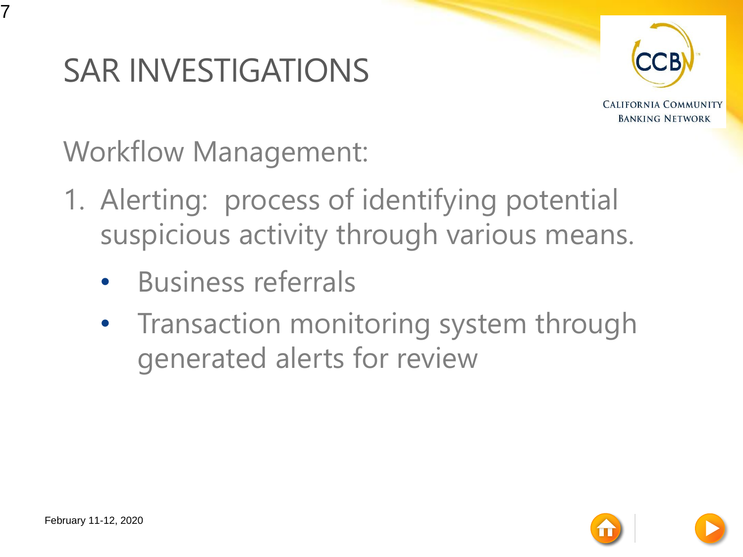# SAR INVESTIGATIONS

Workflow Management:

1. Alerting: process of identifying potential suspicious activity through various means.
   - Business referrals
   - Transaction monitoring system through generated alerts for review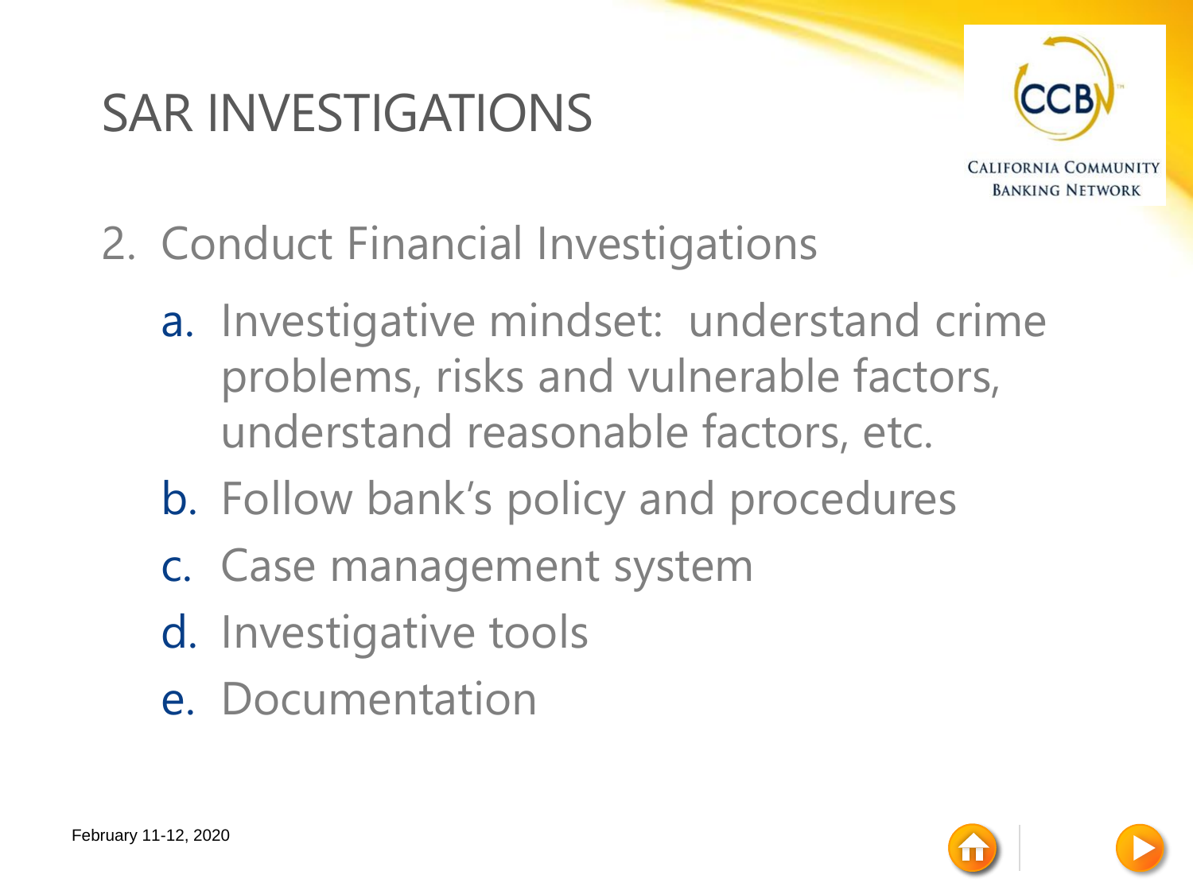# SAR INVESTIGATIONS

2. Conduct Financial Investigations

   a. Investigative mindset: understand crime problems, risks and vulnerable factors, understand reasonable factors, etc.

   b. Follow bank's policy and procedures

   c. Case management system

   d. Investigative tools

   e. Documentation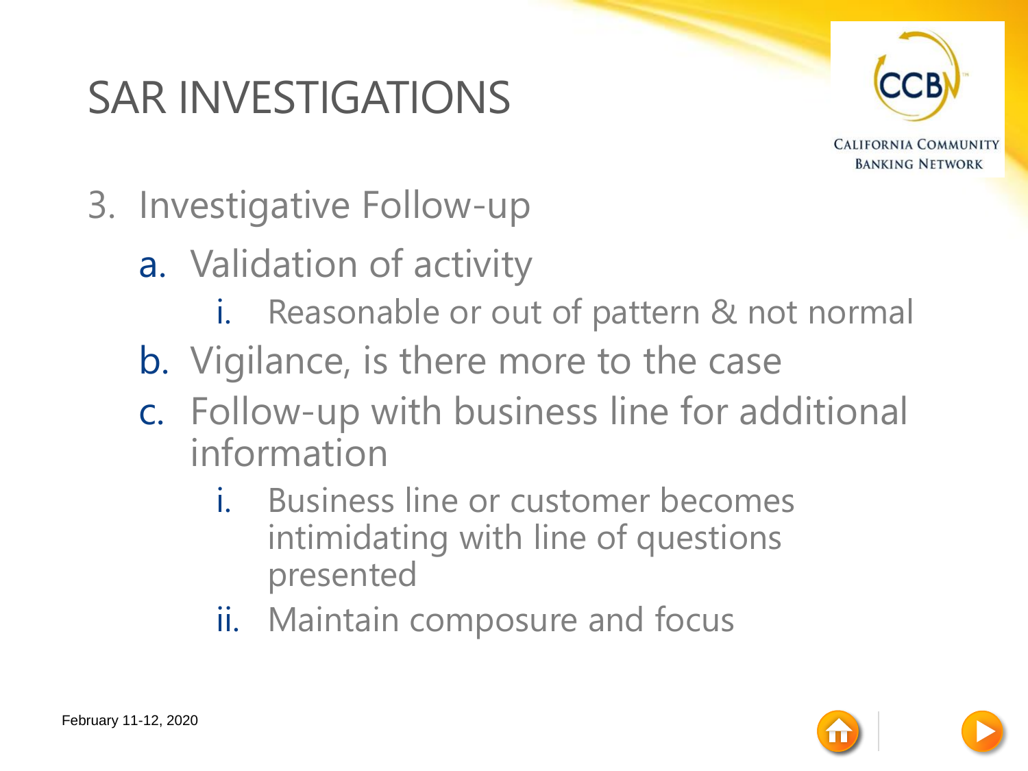# SAR INVESTIGATIONS

3. Investigative Follow-up
   a. Validation of activity
      i. Reasonable or out of pattern & not normal
   b. Vigilance, is there more to the case
   c. Follow-up with business line for additional information
      i. Business line or customer becomes intimidating with line of questions presented
      ii. Maintain composure and focus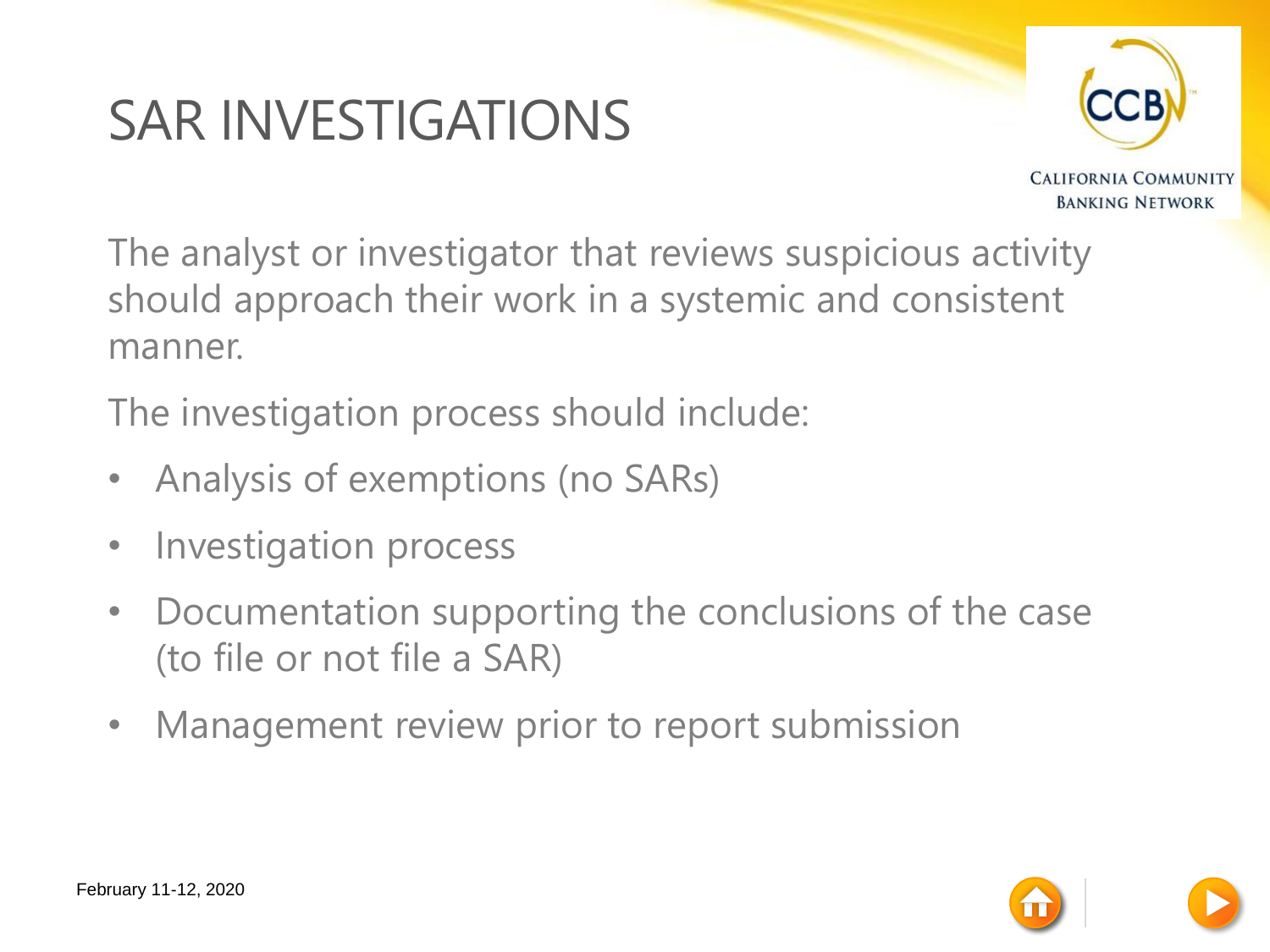# SAR INVESTIGATIONS

The analyst or investigator that reviews suspicious activity should approach their work in a systemic and consistent manner.

The investigation process should include:

- Analysis of exemptions (no SARs)
- Investigation process
- Documentation supporting the conclusions of the case (to file or not file a SAR)
- Management review prior to report submission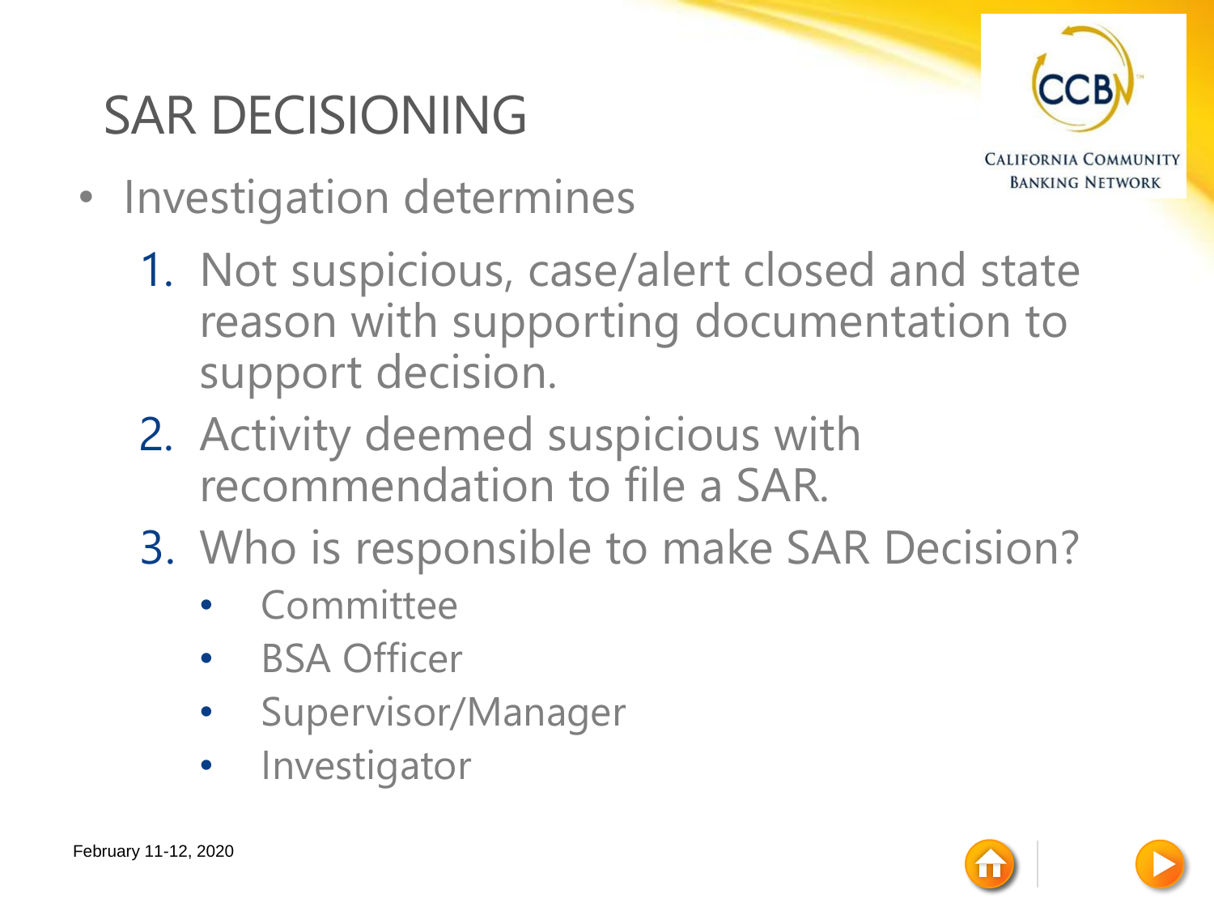# SAR DECISIONING

- Investigation determines
  1. Not suspicious, case/alert closed and state reason with supporting documentation to support decision.
  2. Activity deemed suspicious with recommendation to file a SAR.
  3. Who is responsible to make SAR Decision?
     - Committee
     - BSA Officer
     - Supervisor/Manager
     - Investigator

February 11-12, 2020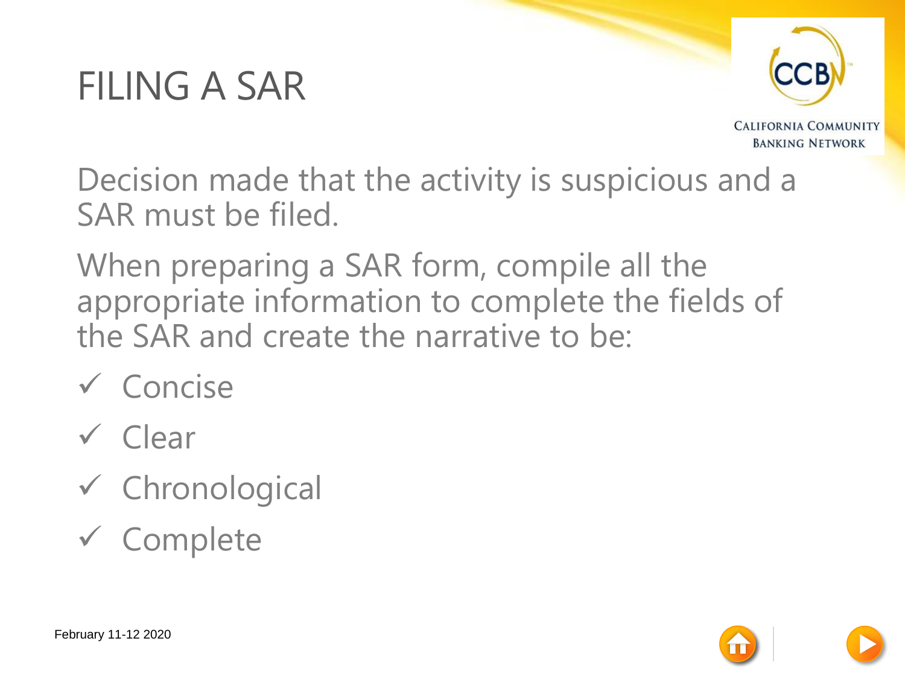# FILING A SAR

Decision made that the activity is suspicious and a SAR must be filed.

When preparing a SAR form, compile all the appropriate information to complete the fields of the SAR and create the narrative to be:

- ✓ Concise
- ✓ Clear
- ✓ Chronological
- ✓ Complete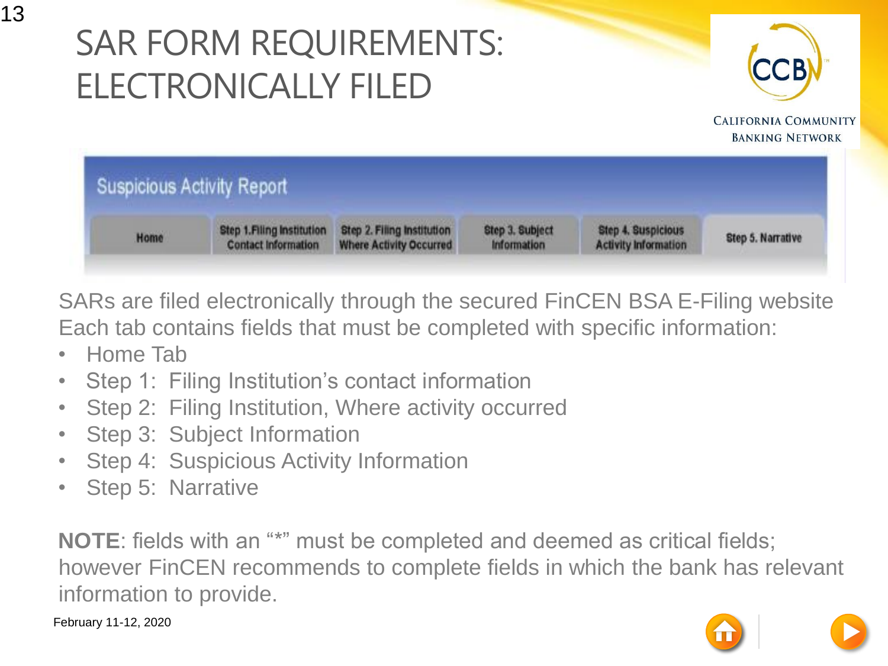# SAR FORM REQUIREMENTS: ELECTRONICALLY FILED

Suspicious Activity Report

| Home | Step 1. Filing Institution Contact Information | Step 2. Filing Institution Where Activity Occurred | Step 3. Subject Information | Step 4. Suspicious Activity Information | Step 5. Narrative |
| --- | --- | --- | --- | --- | --- |

SARs are filed electronically through the secured FinCEN BSA E-Filing website Each tab contains fields that must be completed with specific information:

- Home Tab
- Step 1: Filing Institution's contact information
- Step 2: Filing Institution, Where activity occurred
- Step 3: Subject Information
- Step 4: Suspicious Activity Information
- Step 5: Narrative

**NOTE**: fields with an "*" must be completed and deemed as critical fields; however FinCEN recommends to complete fields in which the bank has relevant information to provide.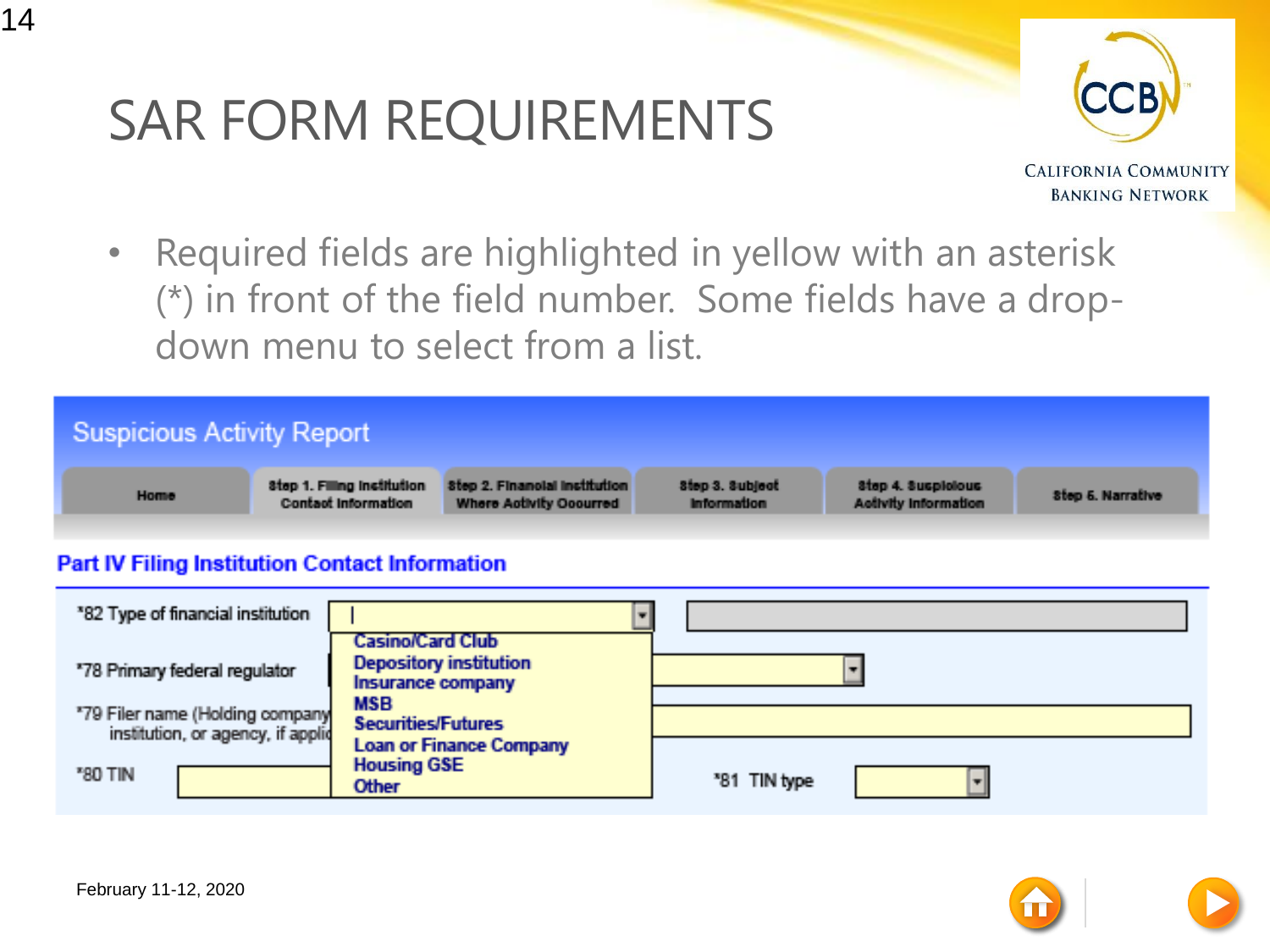# SAR FORM REQUIREMENTS

- Required fields are highlighted in yellow with an asterisk (*) in front of the field number. Some fields have a drop-down menu to select from a list.

**Suspicious Activity Report**

Home | Step 1. Filing Institution Contact Information | Step 2. Financial Institution Where Activity Occurred | Step 3. Subject Information | Step 4. Suspicious Activity Information | Step 5. Narrative

**Part IV Filing Institution Contact Information**

*82 Type of financial institution

- Casino/Card Club
- Depository institution
- Insurance company
- MSB
- Securities/Futures
- Loan or Finance Company
- Housing GSE
- Other

*78 Primary federal regulator

*79 Filer name (Holding company, lead financial institution, or agency, if applicable)

*80 TIN

*81 TIN type

February 11-12, 2020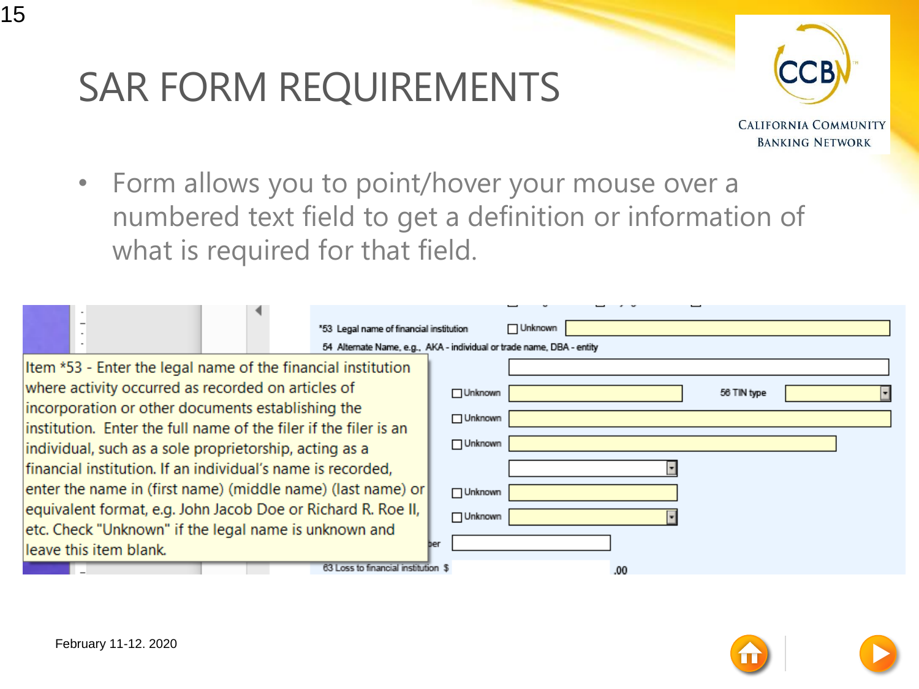# SAR FORM REQUIREMENTS

- Form allows you to point/hover your mouse over a numbered text field to get a definition or information of what is required for that field.

*53 Legal name of financial institution ☐ Unknown

54 Alternate Name, e.g., AKA - individual or trade name, DBA - entity

Item *53 - Enter the legal name of the financial institution where activity occurred as recorded on articles of incorporation or other documents establishing the institution. Enter the full name of the filer if the filer is an individual, such as a sole proprietorship, acting as a financial institution. If an individual's name is recorded, enter the name in (first name) (middle name) (last name) or equivalent format, e.g. John Jacob Doe or Richard R. Roe II, etc. Check "Unknown" if the legal name is unknown and leave this item blank.

☐ Unknown 56 TIN type

☐ Unknown

☐ Unknown

☐ Unknown

☐ Unknown

63 Loss to financial institution $ .00

February 11-12. 2020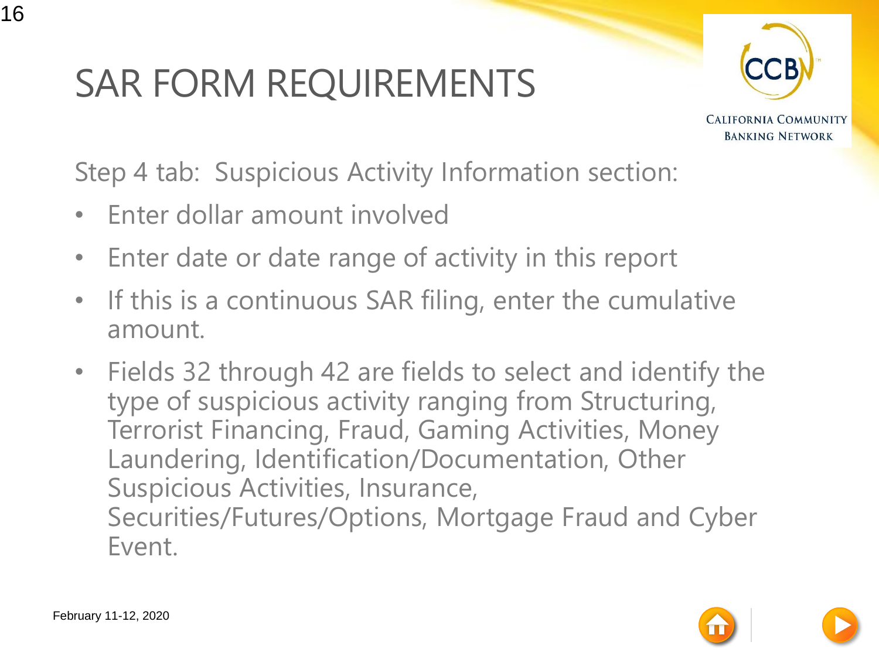# SAR FORM REQUIREMENTS

Step 4 tab: Suspicious Activity Information section:

- Enter dollar amount involved
- Enter date or date range of activity in this report
- If this is a continuous SAR filing, enter the cumulative amount.
- Fields 32 through 42 are fields to select and identify the type of suspicious activity ranging from Structuring, Terrorist Financing, Fraud, Gaming Activities, Money Laundering, Identification/Documentation, Other Suspicious Activities, Insurance, Securities/Futures/Options, Mortgage Fraud and Cyber Event.

February 11-12, 2020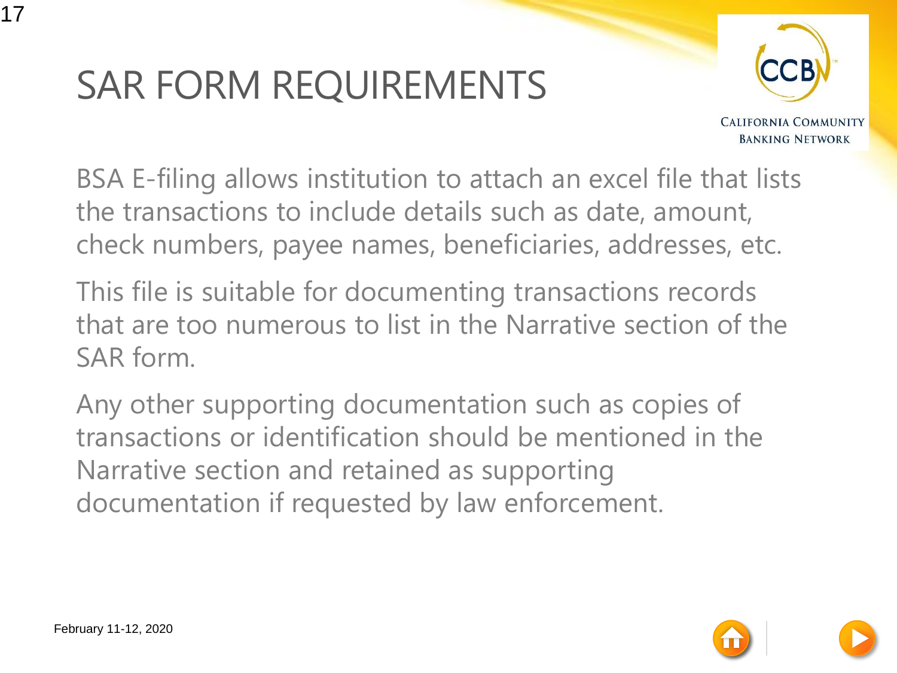# SAR FORM REQUIREMENTS

BSA E-filing allows institution to attach an excel file that lists the transactions to include details such as date, amount, check numbers, payee names, beneficiaries, addresses, etc.

This file is suitable for documenting transactions records that are too numerous to list in the Narrative section of the SAR form.

Any other supporting documentation such as copies of transactions or identification should be mentioned in the Narrative section and retained as supporting documentation if requested by law enforcement.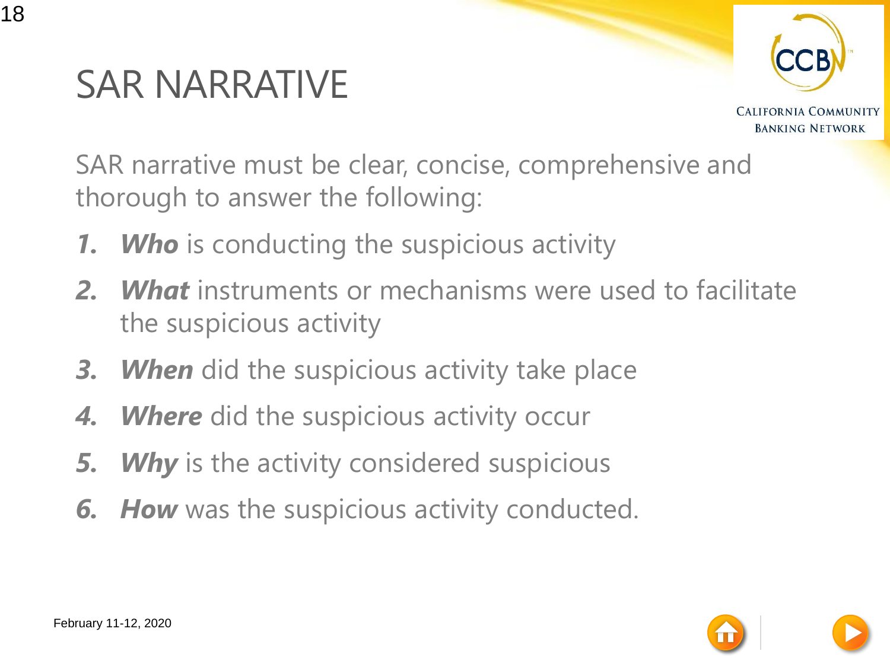# SAR NARRATIVE

SAR narrative must be clear, concise, comprehensive and thorough to answer the following:

1. ***Who*** is conducting the suspicious activity
2. ***What*** instruments or mechanisms were used to facilitate the suspicious activity
3. ***When*** did the suspicious activity take place
4. ***Where*** did the suspicious activity occur
5. ***Why*** is the activity considered suspicious
6. ***How*** was the suspicious activity conducted.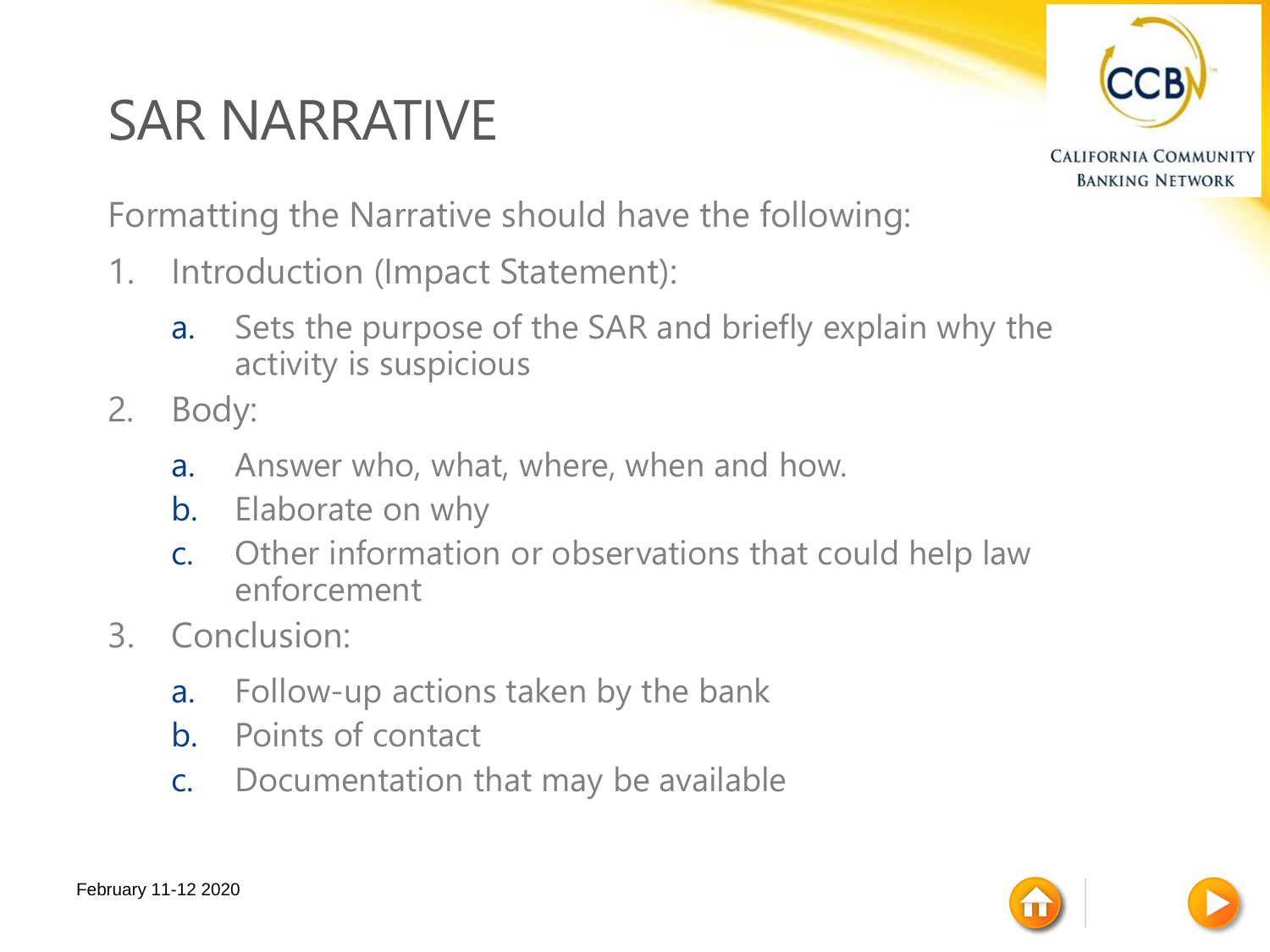# SAR NARRATIVE

Formatting the Narrative should have the following:

1. Introduction (Impact Statement):
   a. Sets the purpose of the SAR and briefly explain why the activity is suspicious
2. Body:
   a. Answer who, what, where, when and how.
   b. Elaborate on why
   c. Other information or observations that could help law enforcement
3. Conclusion:
   a. Follow-up actions taken by the bank
   b. Points of contact
   c. Documentation that may be available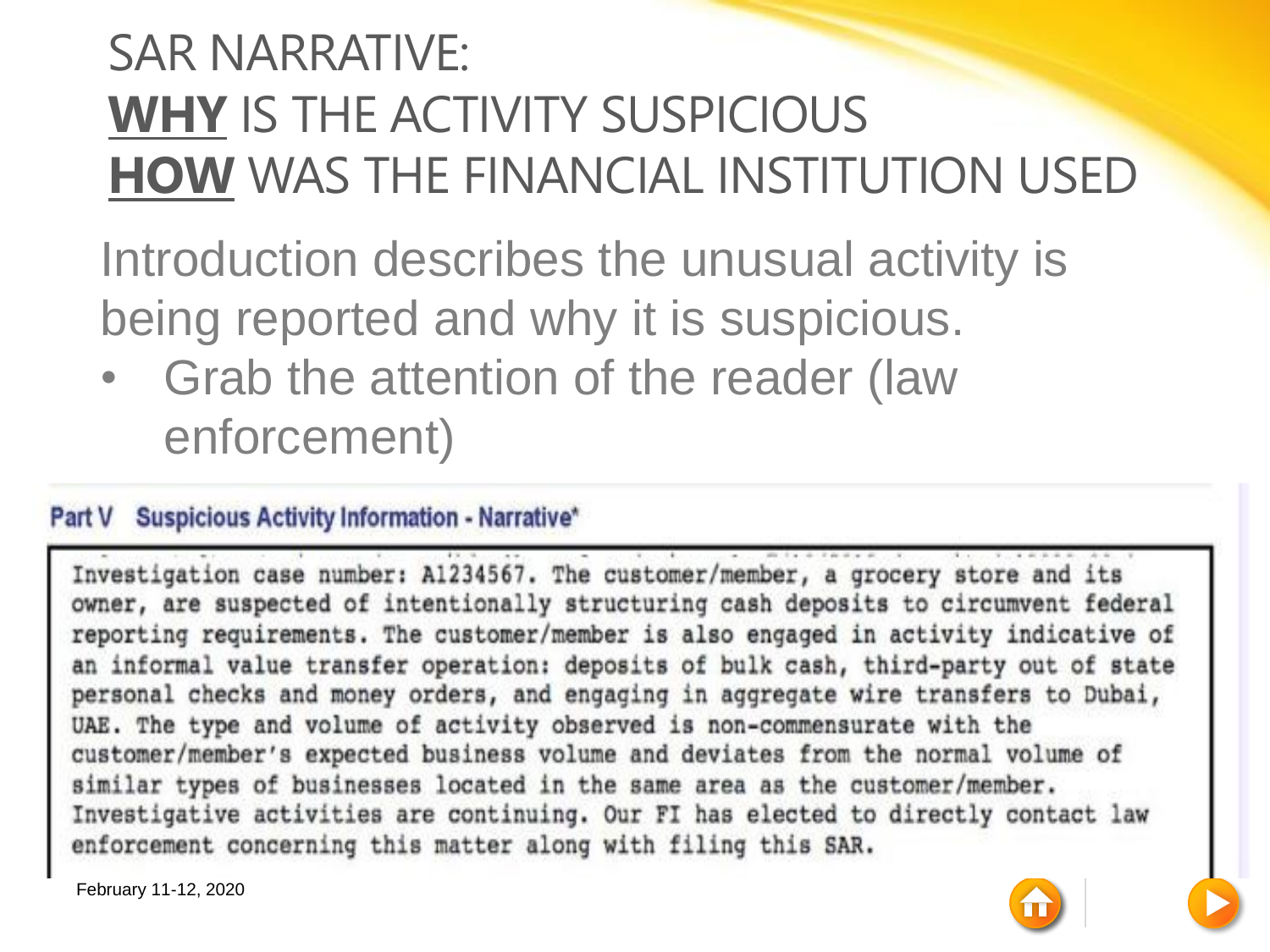# SAR NARRATIVE:
# **WHY** IS THE ACTIVITY SUSPICIOUS
# **HOW** WAS THE FINANCIAL INSTITUTION USED

Introduction describes the unusual activity is being reported and why it is suspicious.

- Grab the attention of the reader (law enforcement)

**Part V Suspicious Activity Information - Narrative***

```
Investigation case number: A1234567. The customer/member, a grocery store and its
owner, are suspected of intentionally structuring cash deposits to circumvent federal
reporting requirements. The customer/member is also engaged in activity indicative of
an informal value transfer operation: deposits of bulk cash, third-party out of state
personal checks and money orders, and engaging in aggregate wire transfers to Dubai,
UAE. The type and volume of activity observed is non-commensurate with the
customer/member's expected business volume and deviates from the normal volume of
similar types of businesses located in the same area as the customer/member.
Investigative activities are continuing. Our FI has elected to directly contact law
enforcement concerning this matter along with filing this SAR.
```

February 11-12, 2020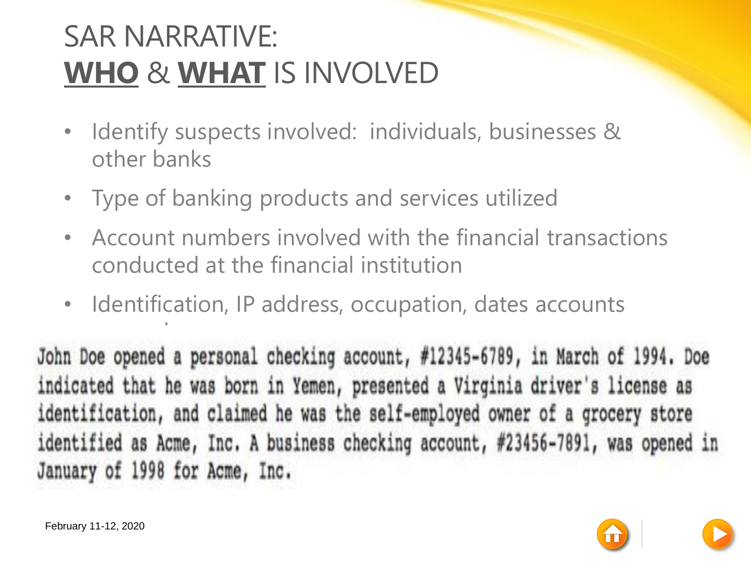# SAR NARRATIVE: **WHO** & **WHAT** IS INVOLVED

- Identify suspects involved: individuals, businesses & other banks
- Type of banking products and services utilized
- Account numbers involved with the financial transactions conducted at the financial institution
- Identification, IP address, occupation, dates accounts

John Doe opened a personal checking account, #12345-6789, in March of 1994. Doe indicated that he was born in Yemen, presented a Virginia driver's license as identification, and claimed he was the self-employed owner of a grocery store identified as Acme, Inc. A business checking account, #23456-7891, was opened in January of 1998 for Acme, Inc.

February 11-12, 2020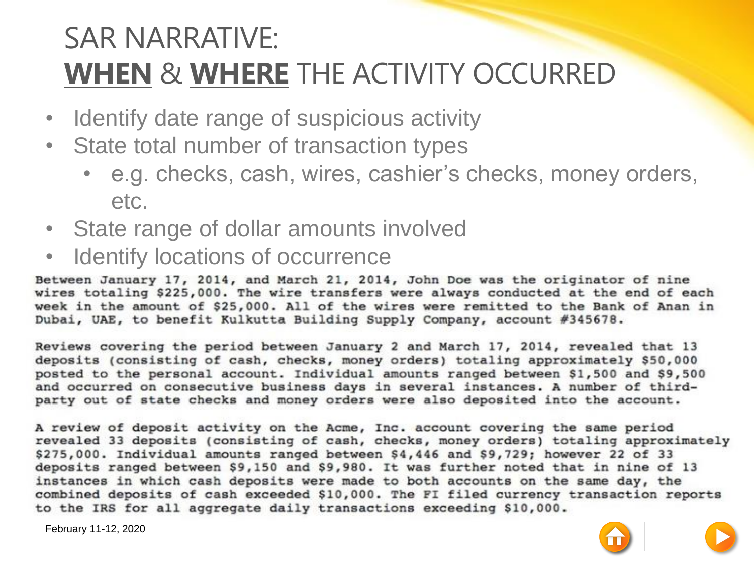# SAR NARRATIVE: **WHEN** & **WHERE** THE ACTIVITY OCCURRED

- Identify date range of suspicious activity
- State total number of transaction types
  - e.g. checks, cash, wires, cashier's checks, money orders, etc.
- State range of dollar amounts involved
- Identify locations of occurrence

Between January 17, 2014, and March 21, 2014, John Doe was the originator of nine wires totaling $225,000. The wire transfers were always conducted at the end of each week in the amount of $25,000. All of the wires were remitted to the Bank of Anan in Dubai, UAE, to benefit Kulkutta Building Supply Company, account #345678.

Reviews covering the period between January 2 and March 17, 2014, revealed that 13 deposits (consisting of cash, checks, money orders) totaling approximately $50,000 posted to the personal account. Individual amounts ranged between $1,500 and $9,500 and occurred on consecutive business days in several instances. A number of third-party out of state checks and money orders were also deposited into the account.

A review of deposit activity on the Acme, Inc. account covering the same period revealed 33 deposits (consisting of cash, checks, money orders) totaling approximately $275,000. Individual amounts ranged between $4,446 and $9,729; however 22 of 33 deposits ranged between $9,150 and $9,980. It was further noted that in nine of 13 instances in which cash deposits were made to both accounts on the same day, the combined deposits of cash exceeded $10,000. The FI filed currency transaction reports to the IRS for all aggregate daily transactions exceeding $10,000.

February 11-12, 2020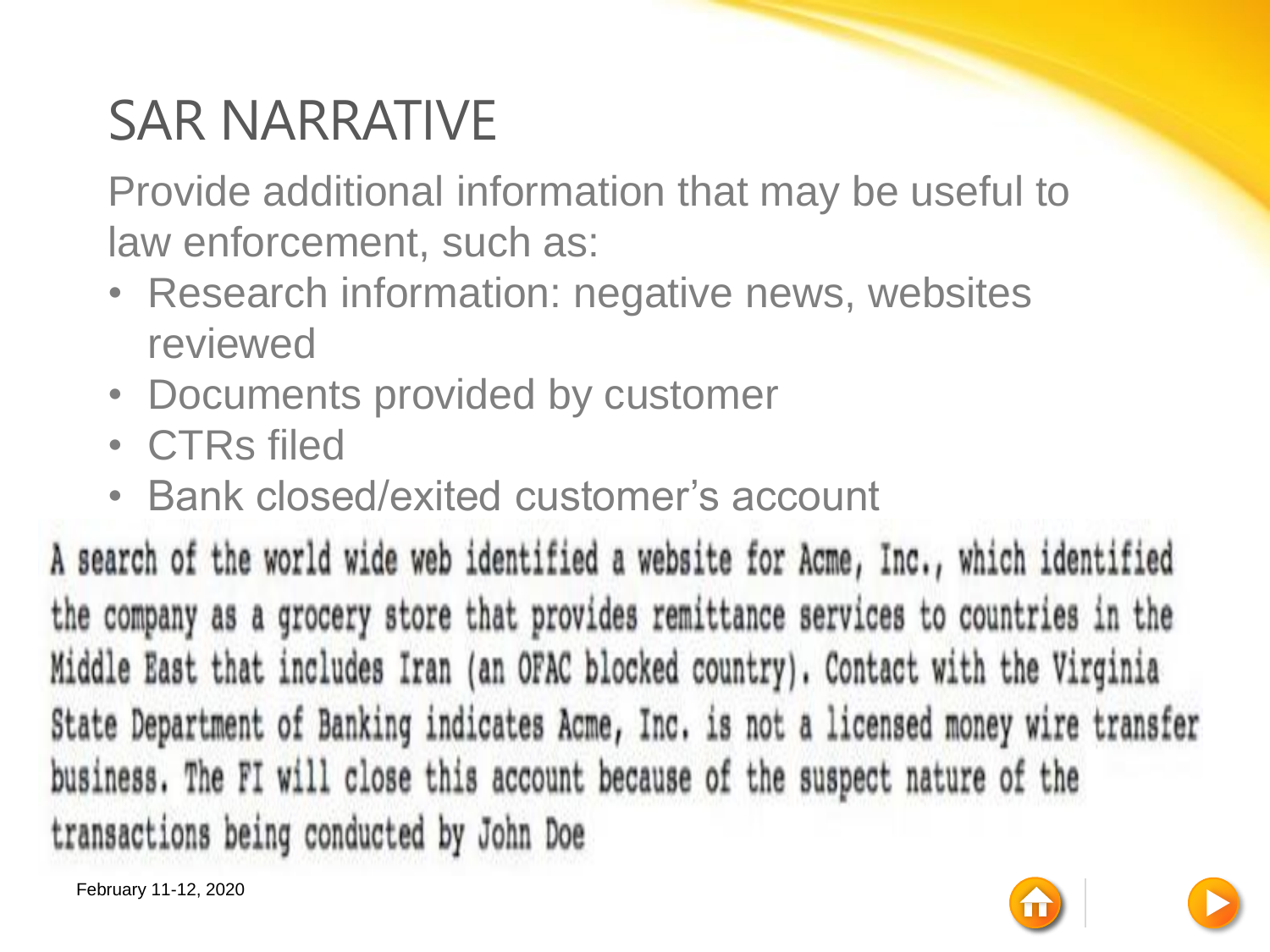# SAR NARRATIVE

Provide additional information that may be useful to law enforcement, such as:

- Research information: negative news, websites reviewed
- Documents provided by customer
- CTRs filed
- Bank closed/exited customer's account

A search of the world wide web identified a website for Acme, Inc., which identified the company as a grocery store that provides remittance services to countries in the Middle East that includes Iran (an OFAC blocked country). Contact with the Virginia State Department of Banking indicates Acme, Inc. is not a licensed money wire transfer business. The FI will close this account because of the suspect nature of the transactions being conducted by John Doe

February 11-12, 2020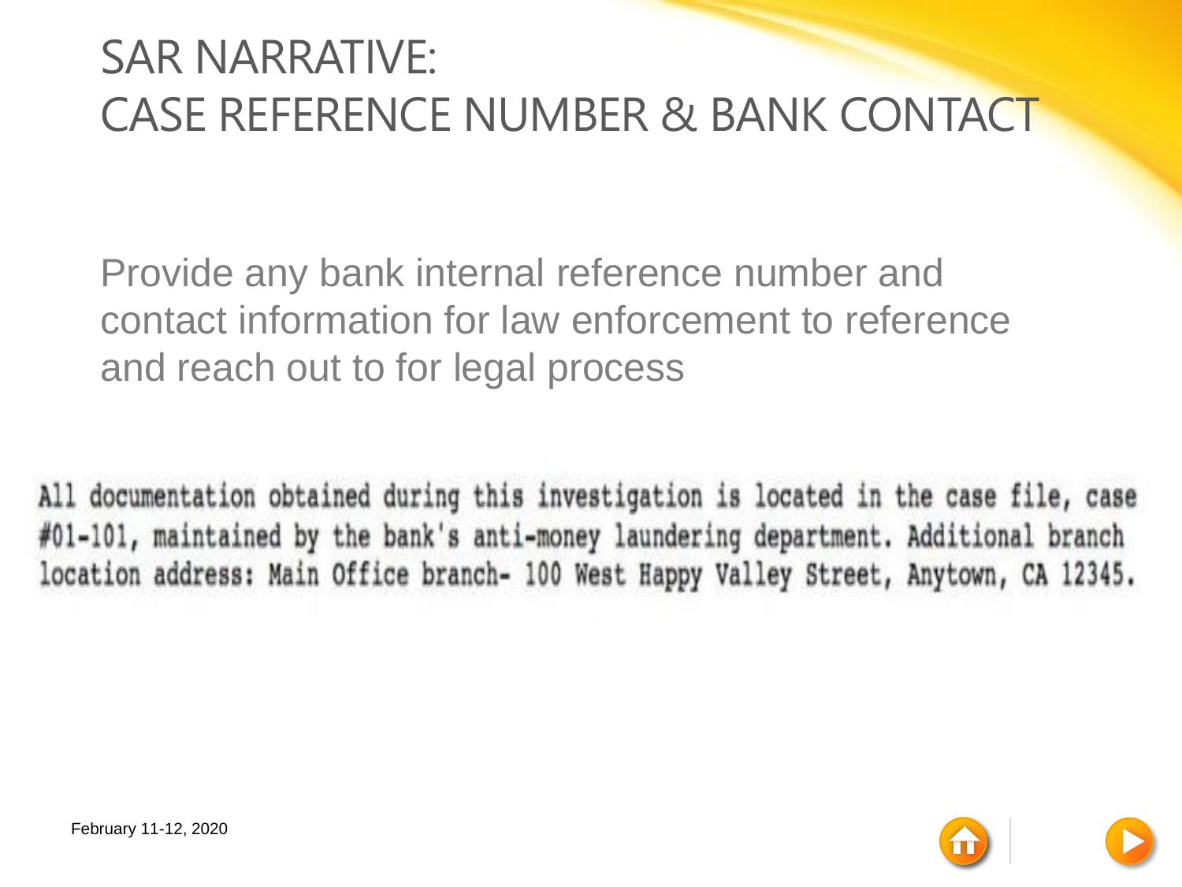# SAR NARRATIVE: CASE REFERENCE NUMBER & BANK CONTACT

Provide any bank internal reference number and contact information for law enforcement to reference and reach out to for legal process

```
All documentation obtained during this investigation is located in the case file, case
#01-101, maintained by the bank's anti-money laundering department. Additional branch
location address: Main Office branch- 100 West Happy Valley Street, Anytown, CA 12345.
```

February 11-12, 2020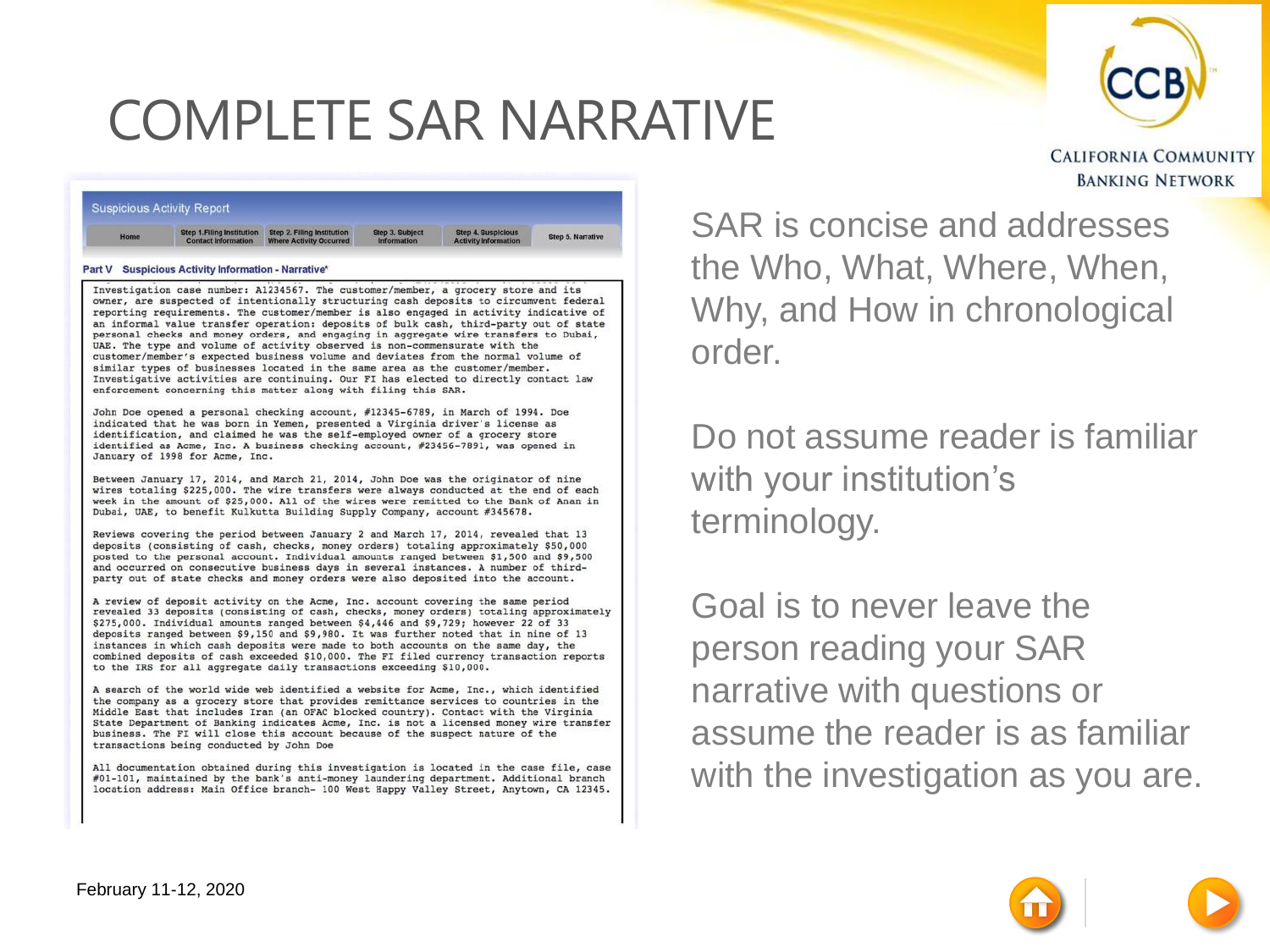# COMPLETE SAR NARRATIVE

CALIFORNIA COMMUNITY BANKING NETWORK

Suspicious Activity Report

Home | Step 1. Filing Institution Contact Information | Step 2. Filing Institution Where Activity Occurred | Step 3. Subject Information | Step 4. Suspicious Activity Information | Step 5. Narrative

**Part V Suspicious Activity Information - Narrative***

```
Investigation case number: A1234567. The customer/member, a grocery store and its
owner, are suspected of intentionally structuring cash deposits to circumvent federal
reporting requirements. The customer/member is also engaged in activity indicative of
an informal value transfer operation: deposits of bulk cash, third-party out of state
personal checks and money orders, and engaging in aggregate wire transfers to Dubai,
UAE. The type and volume of activity observed is non-commensurate with the
customer/member's expected business volume and deviates from the normal volume of
similar types of businesses located in the same area as the customer/member.
Investigative activities are continuing. Our FI has elected to directly contact law
enforcement concerning this matter along with filing this SAR.

John Doe opened a personal checking account, #12345-6789, in March of 1994. Doe
indicated that he was born in Yemen, presented a Virginia driver's license as
identification, and claimed he was the self-employed owner of a grocery store
identified as Acme, Inc. A business checking account, #23456-7891, was opened in
January of 1998 for Acme, Inc.

Between January 17, 2014, and March 21, 2014, John Doe was the originator of nine
wires totaling $225,000. The wire transfers were always conducted at the end of each
week in the amount of $25,000. All of the wires were remitted to the Bank of Anan in
Dubai, UAE, to benefit Kulkutta Building Supply Company, account #345678.

Reviews covering the period between January 2 and March 17, 2014, revealed that 13
deposits (consisting of cash, checks, money orders) totaling approximately $50,000
posted to the personal account. Individual amounts ranged between $1,500 and $9,500
and occurred on consecutive business days in several instances. A number of third-
party out of state checks and money orders were also deposited into the account.

A review of deposit activity on the Acme, Inc. account covering the same period
revealed 33 deposits (consisting of cash, checks, money orders) totaling approximately
$275,000. Individual amounts ranged between $4,446 and $9,729; however 22 of 33
deposits ranged between $9,150 and $9,980. It was further noted that in nine of 13
instances in which cash deposits were made to both accounts on the same day, the
combined deposits of cash exceeded $10,000. The FI filed currency transaction reports
to the IRS for all aggregate daily transactions exceeding $10,000.

A search of the world wide web identified a website for Acme, Inc., which identified
the company as a grocery store that provides remittance services to countries in the
Middle East that includes Iran (an OFAC blocked country). Contact with the Virginia
State Department of Banking indicates Acme, Inc. is not a licensed money wire transfer
business. The FI will close this account because of the suspect nature of the
transactions being conducted by John Doe

All documentation obtained during this investigation is located in the case file, case
#01-101, maintained by the bank's anti-money laundering department. Additional branch
location address: Main Office branch- 100 West Happy Valley Street, Anytown, CA 12345.
```

SAR is concise and addresses the Who, What, Where, When, Why, and How in chronological order.

Do not assume reader is familiar with your institution's terminology.

Goal is to never leave the person reading your SAR narrative with questions or assume the reader is as familiar with the investigation as you are.

February 11-12, 2020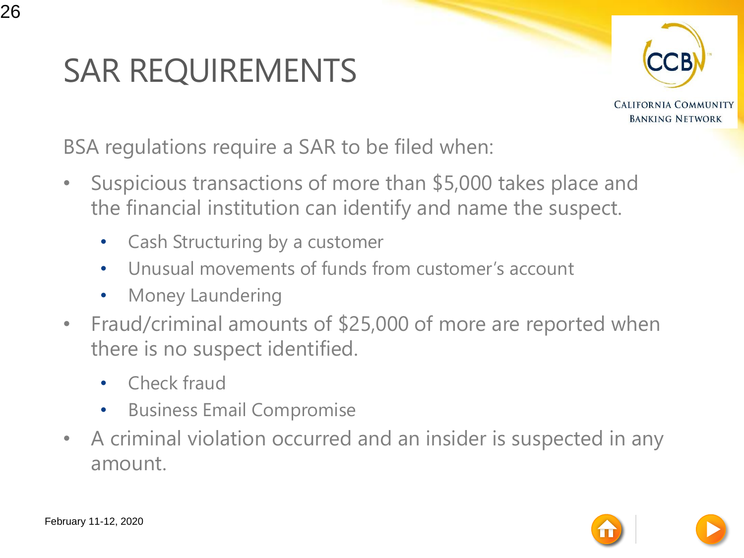# SAR REQUIREMENTS

BSA regulations require a SAR to be filed when:

- Suspicious transactions of more than $5,000 takes place and the financial institution can identify and name the suspect.
  - Cash Structuring by a customer
  - Unusual movements of funds from customer's account
  - Money Laundering
- Fraud/criminal amounts of $25,000 of more are reported when there is no suspect identified.
  - Check fraud
  - Business Email Compromise
- A criminal violation occurred and an insider is suspected in any amount.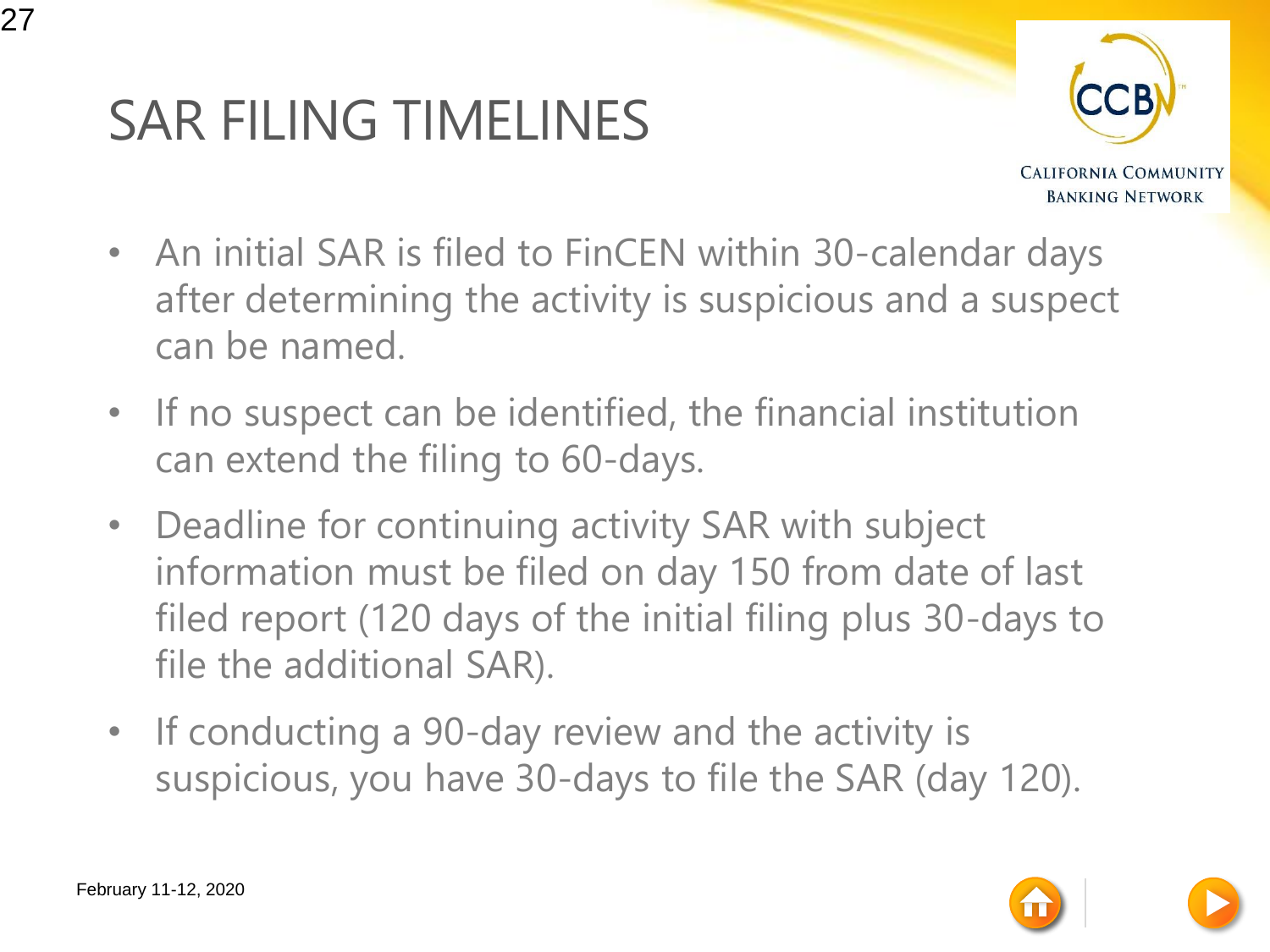# SAR FILING TIMELINES

- An initial SAR is filed to FinCEN within 30-calendar days after determining the activity is suspicious and a suspect can be named.
- If no suspect can be identified, the financial institution can extend the filing to 60-days.
- Deadline for continuing activity SAR with subject information must be filed on day 150 from date of last filed report (120 days of the initial filing plus 30-days to file the additional SAR).
- If conducting a 90-day review and the activity is suspicious, you have 30-days to file the SAR (day 120).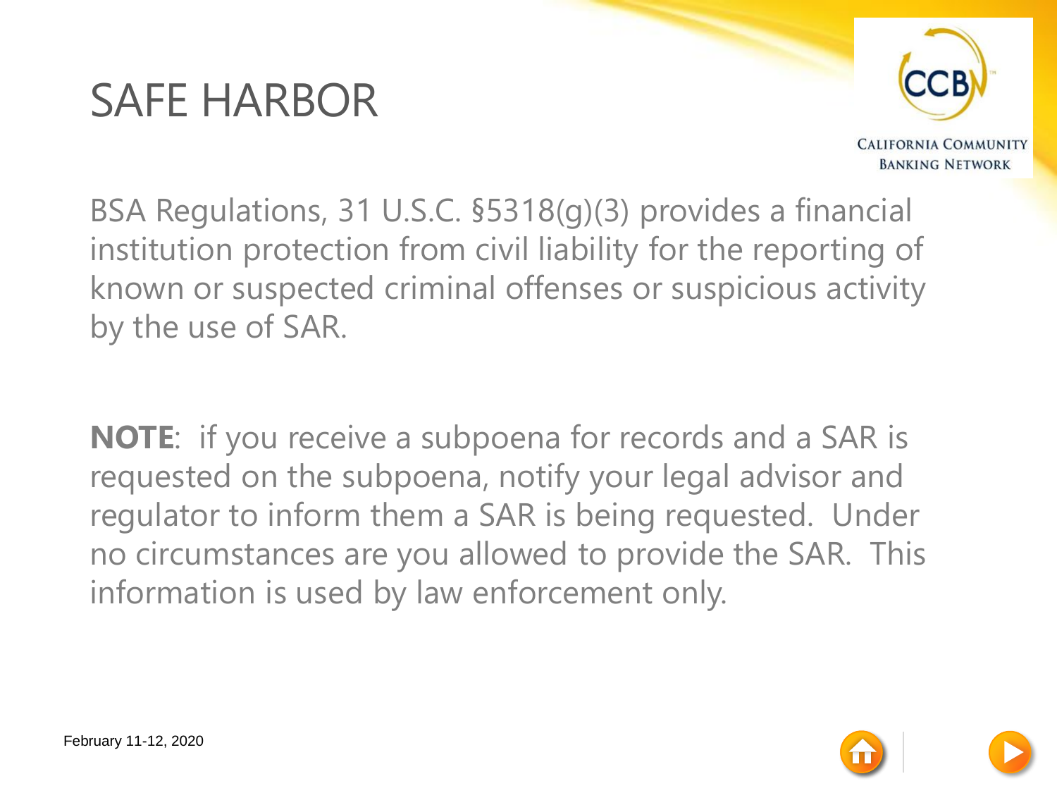# SAFE HARBOR

BSA Regulations, 31 U.S.C. §5318(g)(3) provides a financial institution protection from civil liability for the reporting of known or suspected criminal offenses or suspicious activity by the use of SAR.

**NOTE**: if you receive a subpoena for records and a SAR is requested on the subpoena, notify your legal advisor and regulator to inform them a SAR is being requested. Under no circumstances are you allowed to provide the SAR. This information is used by law enforcement only.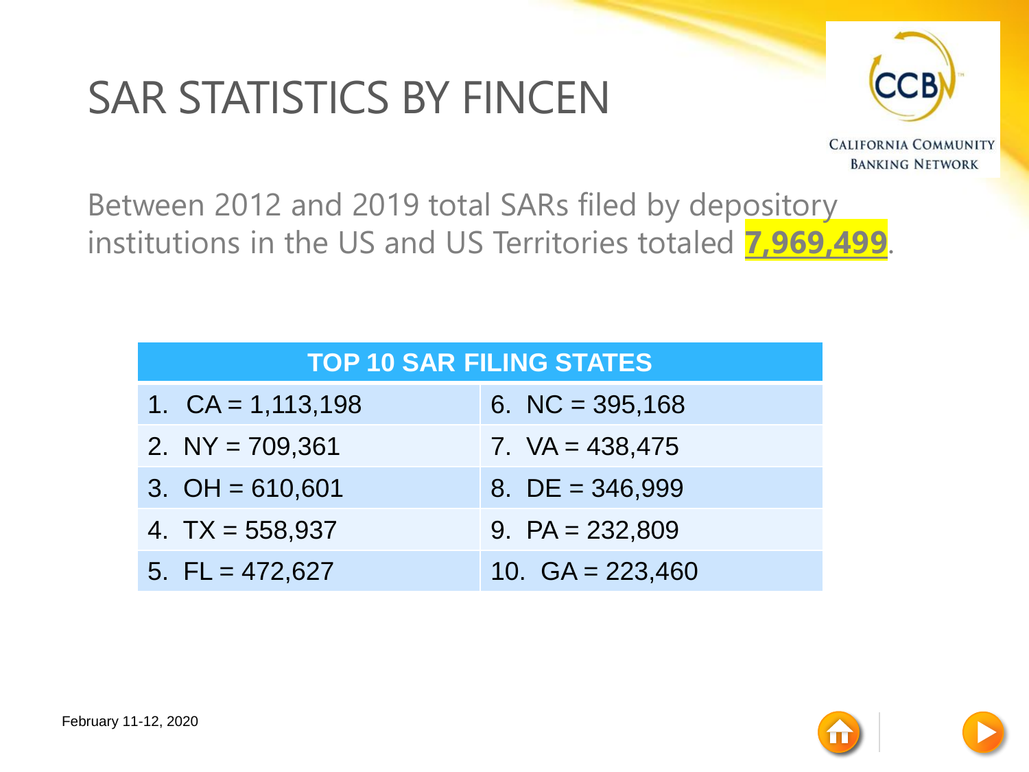# SAR STATISTICS BY FINCEN

CALIFORNIA COMMUNITY BANKING NETWORK

Between 2012 and 2019 total SARs filed by depository institutions in the US and US Territories totaled **7,969,499**.

| TOP 10 SAR FILING STATES | |
|---|---|
| 1. CA = 1,113,198 | 6. NC = 395,168 |
| 2. NY = 709,361 | 7. VA = 438,475 |
| 3. OH = 610,601 | 8. DE = 346,999 |
| 4. TX = 558,937 | 9. PA = 232,809 |
| 5. FL = 472,627 | 10. GA = 223,460 |

February 11-12, 2020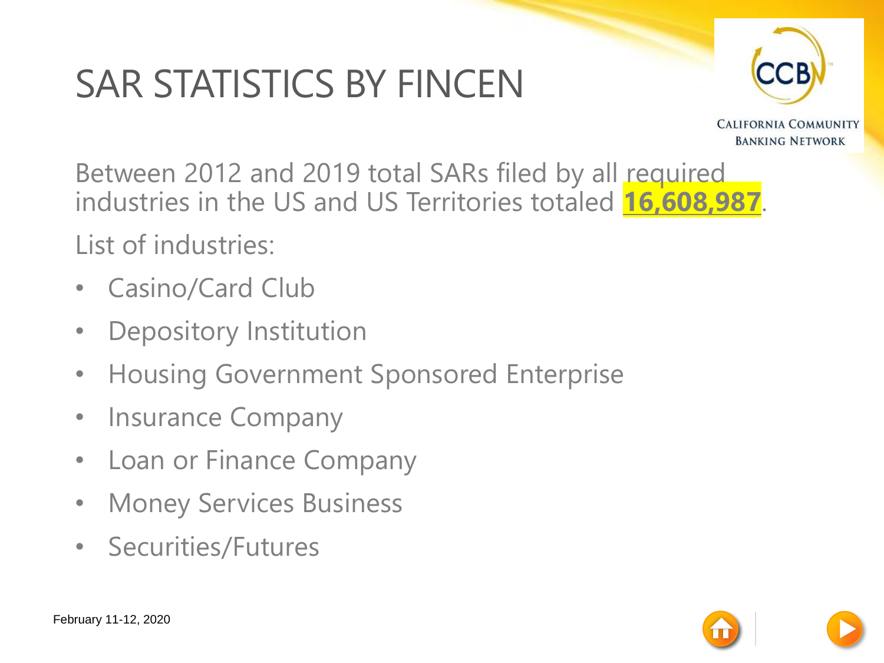# SAR STATISTICS BY FINCEN

Between 2012 and 2019 total SARs filed by all required industries in the US and US Territories totaled **16,608,987**.

List of industries:

- Casino/Card Club
- Depository Institution
- Housing Government Sponsored Enterprise
- Insurance Company
- Loan or Finance Company
- Money Services Business
- Securities/Futures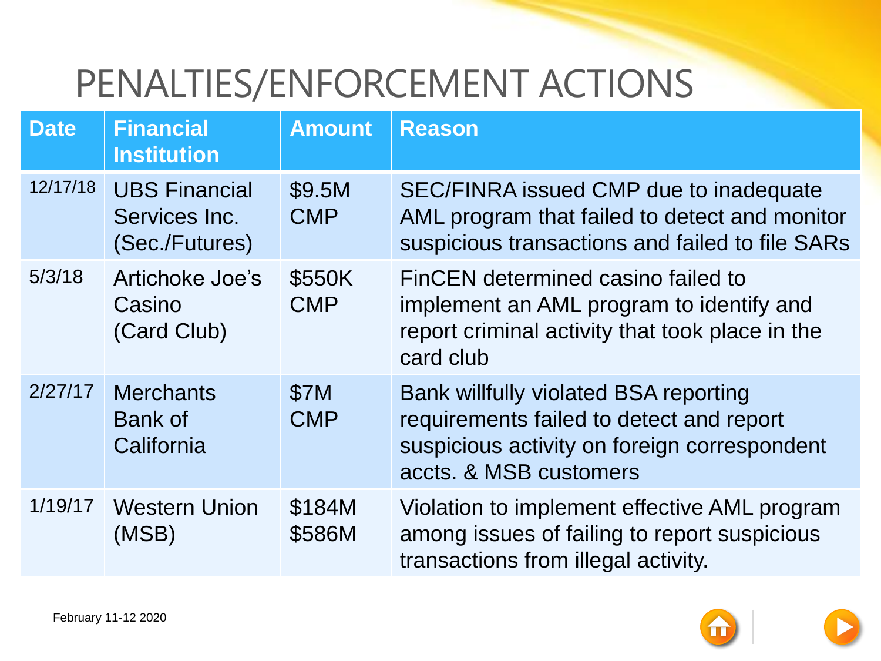# PENALTIES/ENFORCEMENT ACTIONS

| Date | Financial Institution | Amount | Reason |
|---|---|---|---|
| 12/17/18 | UBS Financial Services Inc. (Sec./Futures) | $9.5M CMP | SEC/FINRA issued CMP due to inadequate AML program that failed to detect and monitor suspicious transactions and failed to file SARs |
| 5/3/18 | Artichoke Joe's Casino (Card Club) | $550K CMP | FinCEN determined casino failed to implement an AML program to identify and report criminal activity that took place in the card club |
| 2/27/17 | Merchants Bank of California | $7M CMP | Bank willfully violated BSA reporting requirements failed to detect and report suspicious activity on foreign correspondent accts. & MSB customers |
| 1/19/17 | Western Union (MSB) | $184M $586M | Violation to implement effective AML program among issues of failing to report suspicious transactions from illegal activity. |

February 11-12 2020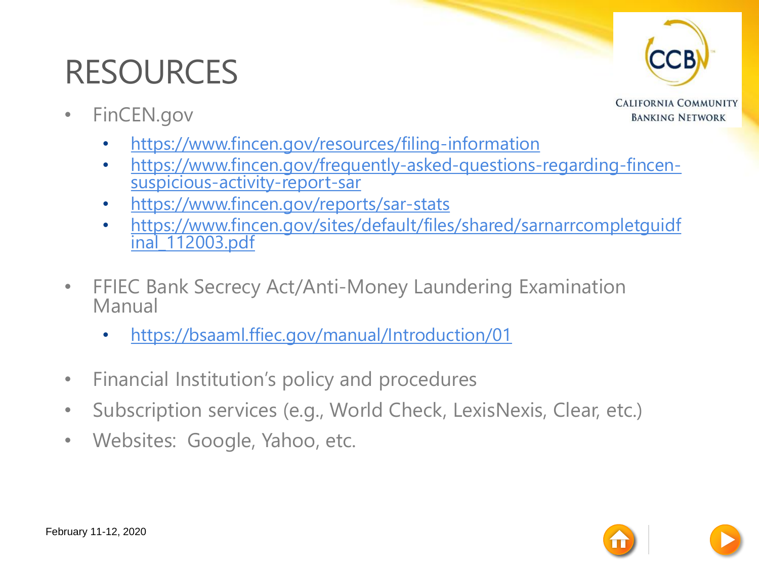# RESOURCES

- FinCEN.gov
  - https://www.fincen.gov/resources/filing-information
  - https://www.fincen.gov/frequently-asked-questions-regarding-fincen-suspicious-activity-report-sar
  - https://www.fincen.gov/reports/sar-stats
  - https://www.fincen.gov/sites/default/files/shared/sarnarrcompletguidfinal_112003.pdf
- FFIEC Bank Secrecy Act/Anti-Money Laundering Examination Manual
  - https://bsaaml.ffiec.gov/manual/Introduction/01
- Financial Institution's policy and procedures
- Subscription services (e.g., World Check, LexisNexis, Clear, etc.)
- Websites: Google, Yahoo, etc.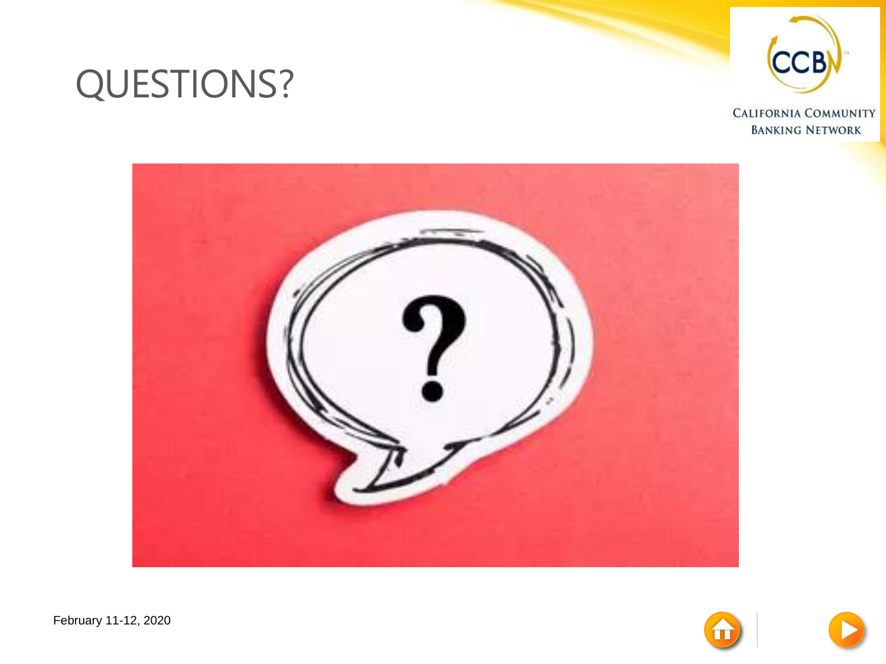# QUESTIONS?

February 11-12, 2020